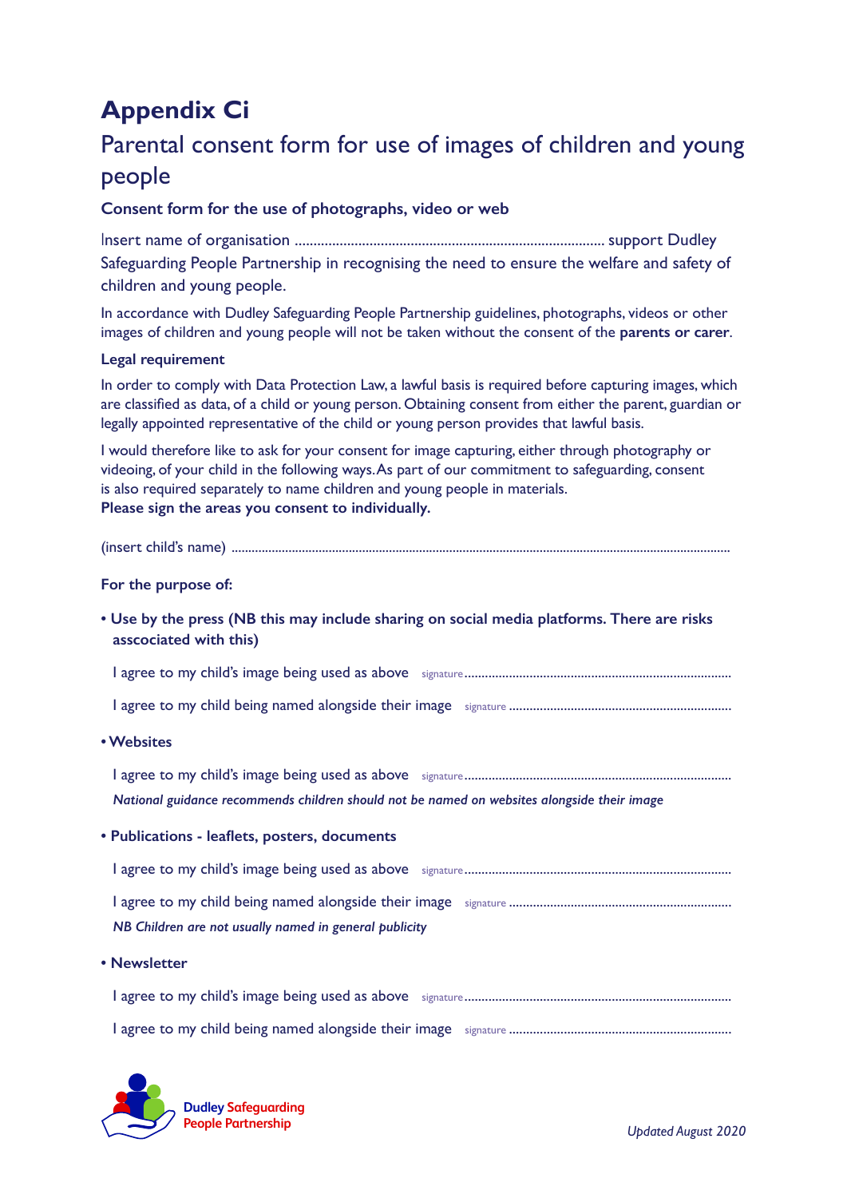# Appendix Ci

## Parental consent form for use of images of children and young people

### Consent form for the use of photographs, video or web

Insert name of organisation ................................................................................... support Dudley Safeguarding People Partnership in recognising the need to ensure the welfare and safety of children and young people.

In accordance with Dudley Safeguarding People Partnership guidelines, photographs, videos or other images of children and young people will not be taken without the consent of the **parents or carer**.

**Legal requirement**

In order to comply with Data Protection Law, a lawful basis is required before capturing images, which are classified as data, of a child or young person. Obtaining consent from either the parent, guardian or legally appointed representative of the child or young person provides that lawful basis.

I would therefore like to ask for your consent for image capturing, either through photography or videoing, of your child in the following ways. As part of our commitment to safeguarding, consent is also required separately to name children and young people in materials.
**Please sign the areas you consent to individually.**

(insert child's name) ..................................................................................................................................................

**For the purpose of:**

- **Use by the press (NB this may include sharing on social media platforms. There are risks asscociated with this)**

  I agree to my child's image being used as above signature.............................................................................

  I agree to my child being named alongside their image signature .................................................................

- **Websites**

  I agree to my child's image being used as above signature.............................................................................

  *National guidance recommends children should not be named on websites alongside their image*

- **Publications - leaflets, posters, documents**

  I agree to my child's image being used as above signature.............................................................................

  I agree to my child being named alongside their image signature .................................................................

  *NB Children are not usually named in general publicity*

- **Newsletter**

  I agree to my child's image being used as above signature.............................................................................

  I agree to my child being named alongside their image signature .................................................................

Dudley Safeguarding People Partnership

*Updated August 2020*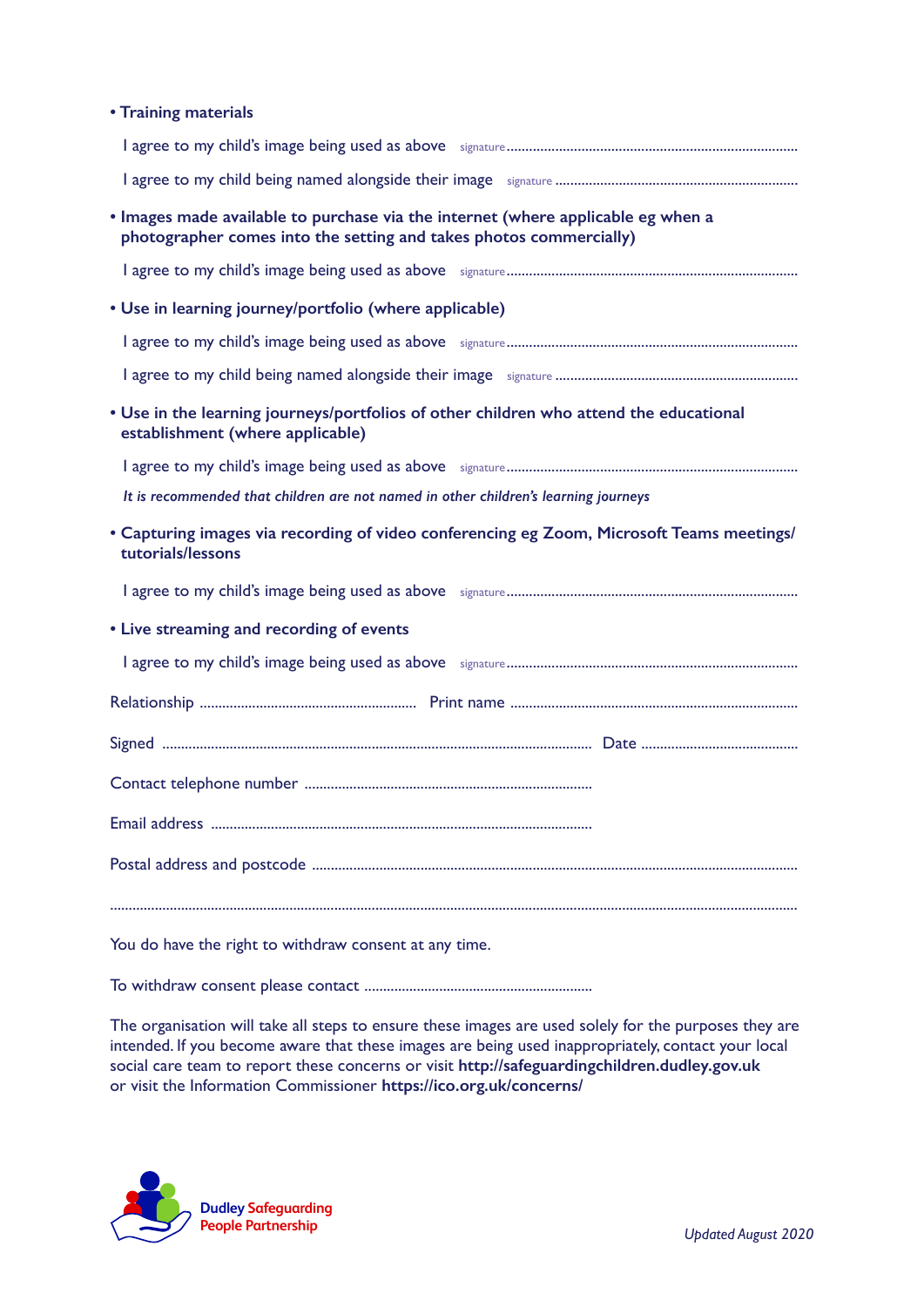- **Training materials**

  I agree to my child's image being used as above signature ..........................................................................

  I agree to my child being named alongside their image signature ..........................................................................

- **Images made available to purchase via the internet (where applicable eg when a photographer comes into the setting and takes photos commercially)**

  I agree to my child's image being used as above signature ..........................................................................

- **Use in learning journey/portfolio (where applicable)**

  I agree to my child's image being used as above signature ..........................................................................

  I agree to my child being named alongside their image signature ..........................................................................

- **Use in the learning journeys/portfolios of other children who attend the educational establishment (where applicable)**

  I agree to my child's image being used as above signature ..........................................................................

  *It is recommended that children are not named in other children's learning journeys*

- **Capturing images via recording of video conferencing eg Zoom, Microsoft Teams meetings/ tutorials/lessons**

  I agree to my child's image being used as above signature ..........................................................................

- **Live streaming and recording of events**

  I agree to my child's image being used as above signature ..........................................................................

Relationship .................................................... Print name ..........................................................................

Signed .......................................................................................................... Date ....................................

Contact telephone number ..........................................................................

Email address ..........................................................................

Postal address and postcode ..........................................................................

..........................................................................................................................................

You do have the right to withdraw consent at any time.

To withdraw consent please contact ..........................................................

The organisation will take all steps to ensure these images are used solely for the purposes they are intended. If you become aware that these images are being used inappropriately, contact your local social care team to report these concerns or visit **http://safeguardingchildren.dudley.gov.uk** or visit the Information Commissioner **https://ico.org.uk/concerns/**

Dudley Safeguarding People Partnership

*Updated August 2020*